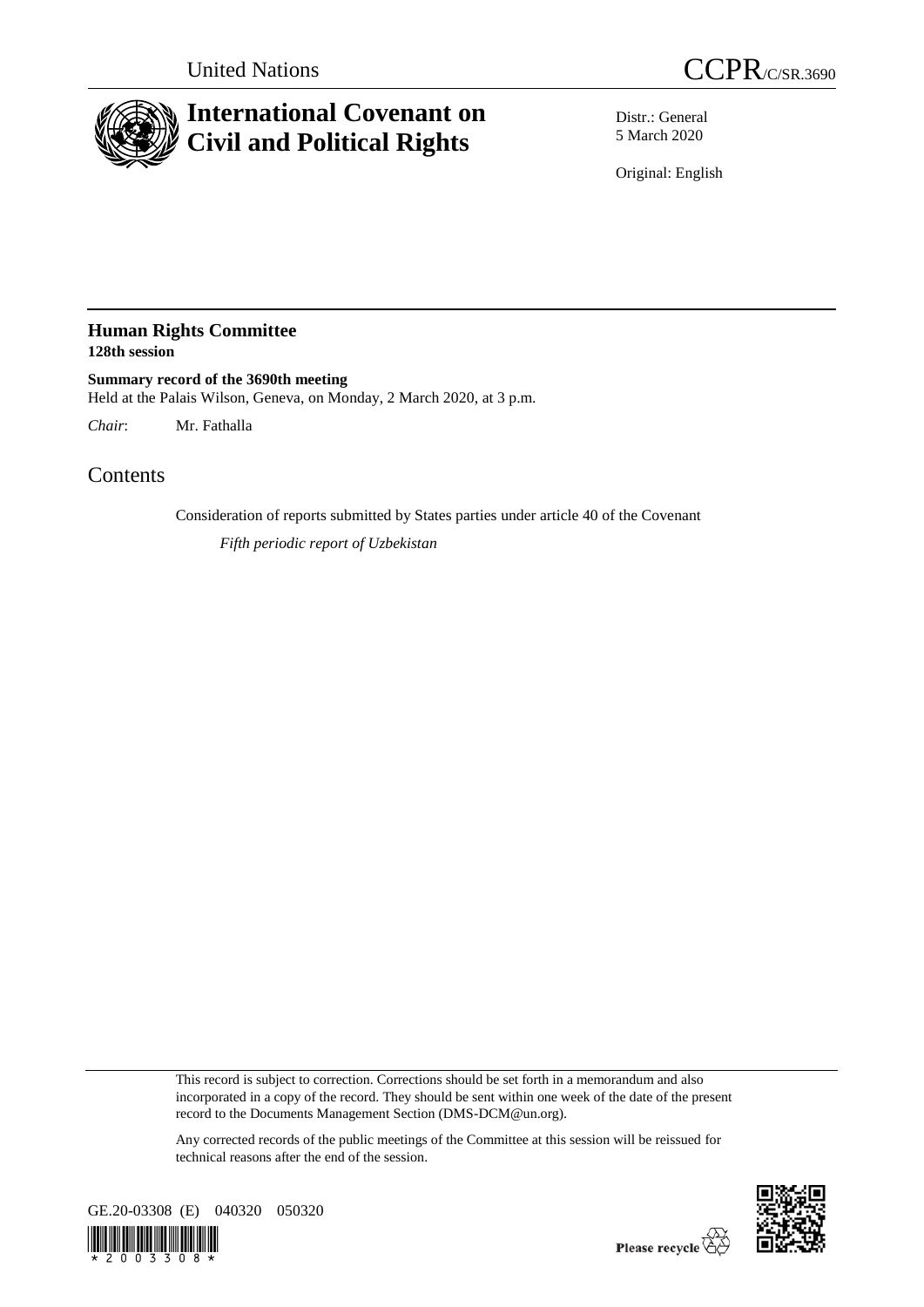United Nations

# CCPR/C/SR.3690

# International Covenant on Civil and Political Rights

Distr.: General
5 March 2020

Original: English

## Human Rights Committee
**128th session**

**Summary record of the 3690th meeting**
Held at the Palais Wilson, Geneva, on Monday, 2 March 2020, at 3 p.m.

*Chair*: Mr. Fathalla

## Contents

Consideration of reports submitted by States parties under article 40 of the Covenant

*Fifth periodic report of Uzbekistan*

This record is subject to correction. Corrections should be set forth in a memorandum and also incorporated in a copy of the record. They should be sent within one week of the date of the present record to the Documents Management Section (DMS-DCM@un.org).

Any corrected records of the public meetings of the Committee at this session will be reissued for technical reasons after the end of the session.

GE.20-03308 (E) 040320 050320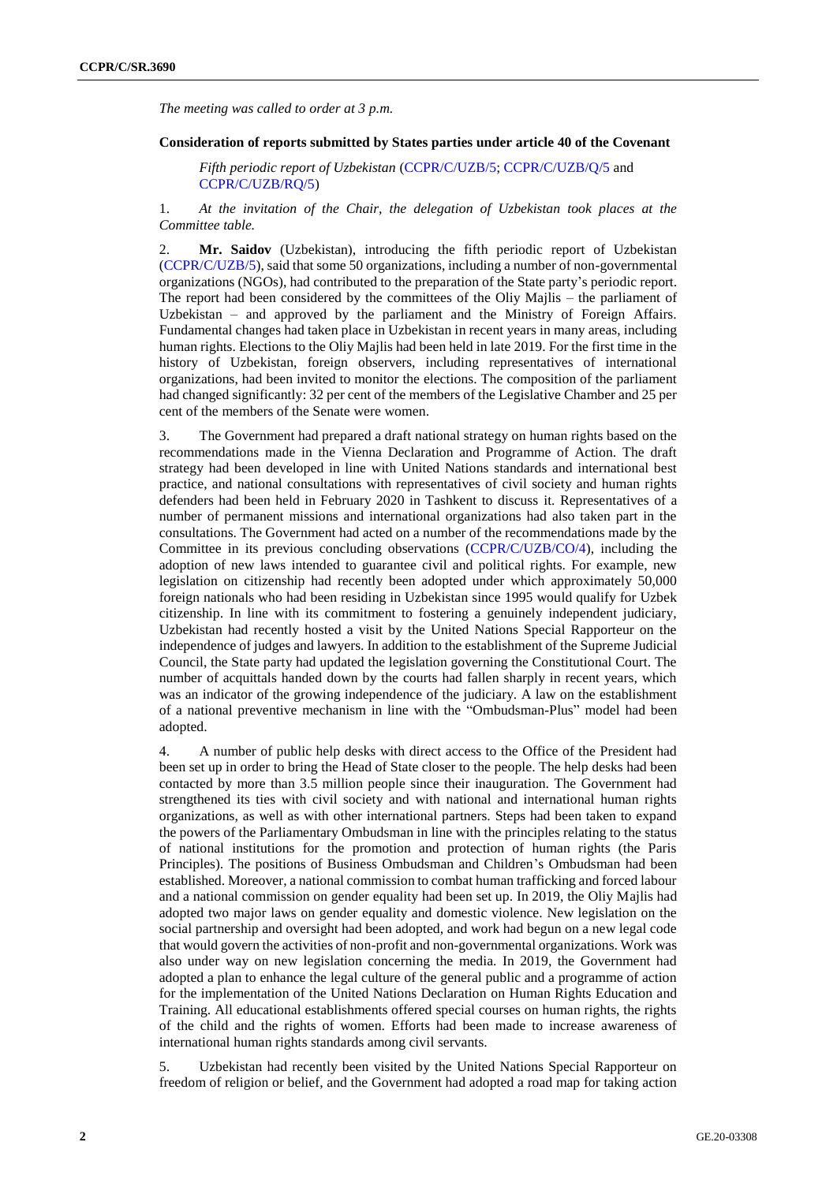*The meeting was called to order at 3 p.m.*

**Consideration of reports submitted by States parties under article 40 of the Covenant**

*Fifth periodic report of Uzbekistan* (CCPR/C/UZB/5; CCPR/C/UZB/Q/5 and CCPR/C/UZB/RQ/5)

1. *At the invitation of the Chair, the delegation of Uzbekistan took places at the Committee table.*

2. **Mr. Saidov** (Uzbekistan), introducing the fifth periodic report of Uzbekistan (CCPR/C/UZB/5), said that some 50 organizations, including a number of non-governmental organizations (NGOs), had contributed to the preparation of the State party's periodic report. The report had been considered by the committees of the Oliy Majlis – the parliament of Uzbekistan – and approved by the parliament and the Ministry of Foreign Affairs. Fundamental changes had taken place in Uzbekistan in recent years in many areas, including human rights. Elections to the Oliy Majlis had been held in late 2019. For the first time in the history of Uzbekistan, foreign observers, including representatives of international organizations, had been invited to monitor the elections. The composition of the parliament had changed significantly: 32 per cent of the members of the Legislative Chamber and 25 per cent of the members of the Senate were women.

3. The Government had prepared a draft national strategy on human rights based on the recommendations made in the Vienna Declaration and Programme of Action. The draft strategy had been developed in line with United Nations standards and international best practice, and national consultations with representatives of civil society and human rights defenders had been held in February 2020 in Tashkent to discuss it. Representatives of a number of permanent missions and international organizations had also taken part in the consultations. The Government had acted on a number of the recommendations made by the Committee in its previous concluding observations (CCPR/C/UZB/CO/4), including the adoption of new laws intended to guarantee civil and political rights. For example, new legislation on citizenship had recently been adopted under which approximately 50,000 foreign nationals who had been residing in Uzbekistan since 1995 would qualify for Uzbek citizenship. In line with its commitment to fostering a genuinely independent judiciary, Uzbekistan had recently hosted a visit by the United Nations Special Rapporteur on the independence of judges and lawyers. In addition to the establishment of the Supreme Judicial Council, the State party had updated the legislation governing the Constitutional Court. The number of acquittals handed down by the courts had fallen sharply in recent years, which was an indicator of the growing independence of the judiciary. A law on the establishment of a national preventive mechanism in line with the "Ombudsman-Plus" model had been adopted.

4. A number of public help desks with direct access to the Office of the President had been set up in order to bring the Head of State closer to the people. The help desks had been contacted by more than 3.5 million people since their inauguration. The Government had strengthened its ties with civil society and with national and international human rights organizations, as well as with other international partners. Steps had been taken to expand the powers of the Parliamentary Ombudsman in line with the principles relating to the status of national institutions for the promotion and protection of human rights (the Paris Principles). The positions of Business Ombudsman and Children's Ombudsman had been established. Moreover, a national commission to combat human trafficking and forced labour and a national commission on gender equality had been set up. In 2019, the Oliy Majlis had adopted two major laws on gender equality and domestic violence. New legislation on the social partnership and oversight had been adopted, and work had begun on a new legal code that would govern the activities of non-profit and non-governmental organizations. Work was also under way on new legislation concerning the media. In 2019, the Government had adopted a plan to enhance the legal culture of the general public and a programme of action for the implementation of the United Nations Declaration on Human Rights Education and Training. All educational establishments offered special courses on human rights, the rights of the child and the rights of women. Efforts had been made to increase awareness of international human rights standards among civil servants.

5. Uzbekistan had recently been visited by the United Nations Special Rapporteur on freedom of religion or belief, and the Government had adopted a road map for taking action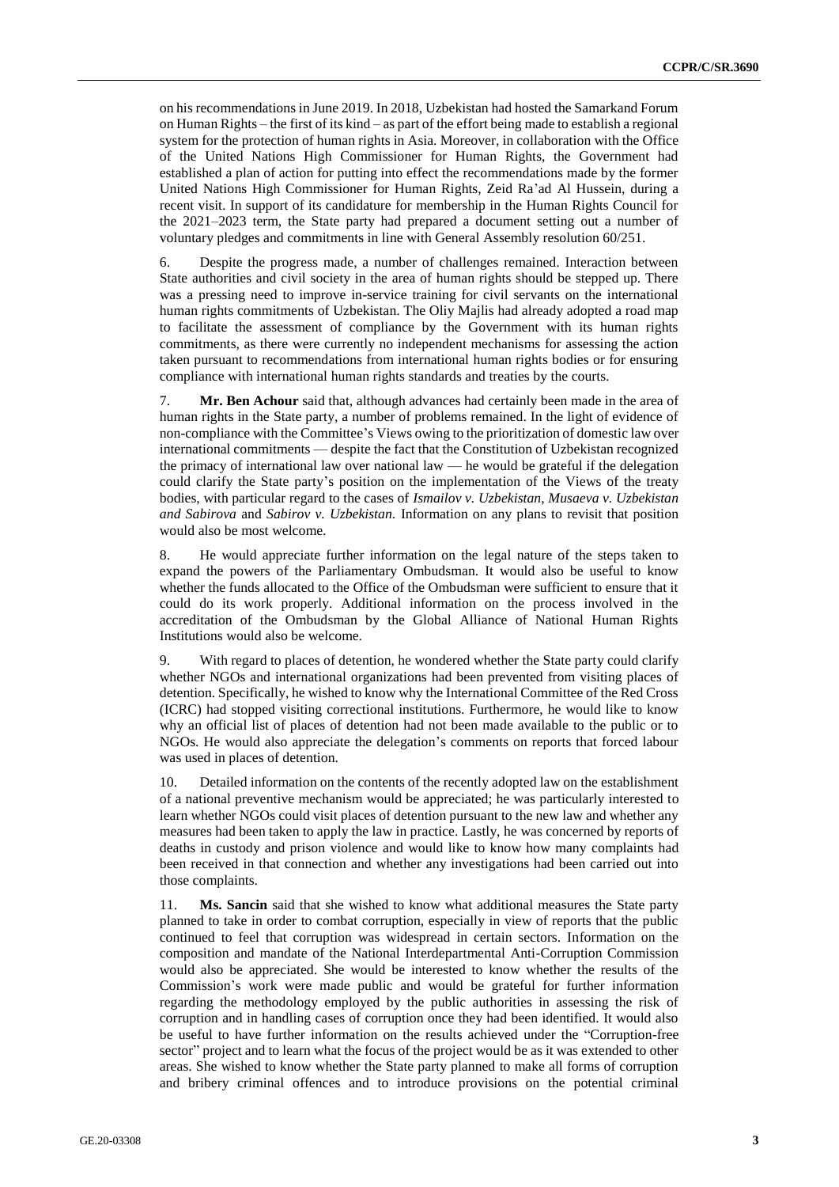on his recommendations in June 2019. In 2018, Uzbekistan had hosted the Samarkand Forum on Human Rights – the first of its kind – as part of the effort being made to establish a regional system for the protection of human rights in Asia. Moreover, in collaboration with the Office of the United Nations High Commissioner for Human Rights, the Government had established a plan of action for putting into effect the recommendations made by the former United Nations High Commissioner for Human Rights, Zeid Ra'ad Al Hussein, during a recent visit. In support of its candidature for membership in the Human Rights Council for the 2021–2023 term, the State party had prepared a document setting out a number of voluntary pledges and commitments in line with General Assembly resolution 60/251.

6. Despite the progress made, a number of challenges remained. Interaction between State authorities and civil society in the area of human rights should be stepped up. There was a pressing need to improve in-service training for civil servants on the international human rights commitments of Uzbekistan. The Oliy Majlis had already adopted a road map to facilitate the assessment of compliance by the Government with its human rights commitments, as there were currently no independent mechanisms for assessing the action taken pursuant to recommendations from international human rights bodies or for ensuring compliance with international human rights standards and treaties by the courts.

7. **Mr. Ben Achour** said that, although advances had certainly been made in the area of human rights in the State party, a number of problems remained. In the light of evidence of non-compliance with the Committee's Views owing to the prioritization of domestic law over international commitments — despite the fact that the Constitution of Uzbekistan recognized the primacy of international law over national law — he would be grateful if the delegation could clarify the State party's position on the implementation of the Views of the treaty bodies, with particular regard to the cases of *Ismailov v. Uzbekistan*, *Musaeva v. Uzbekistan and Sabirova* and *Sabirov v. Uzbekistan*. Information on any plans to revisit that position would also be most welcome.

8. He would appreciate further information on the legal nature of the steps taken to expand the powers of the Parliamentary Ombudsman. It would also be useful to know whether the funds allocated to the Office of the Ombudsman were sufficient to ensure that it could do its work properly. Additional information on the process involved in the accreditation of the Ombudsman by the Global Alliance of National Human Rights Institutions would also be welcome.

9. With regard to places of detention, he wondered whether the State party could clarify whether NGOs and international organizations had been prevented from visiting places of detention. Specifically, he wished to know why the International Committee of the Red Cross (ICRC) had stopped visiting correctional institutions. Furthermore, he would like to know why an official list of places of detention had not been made available to the public or to NGOs. He would also appreciate the delegation's comments on reports that forced labour was used in places of detention.

10. Detailed information on the contents of the recently adopted law on the establishment of a national preventive mechanism would be appreciated; he was particularly interested to learn whether NGOs could visit places of detention pursuant to the new law and whether any measures had been taken to apply the law in practice. Lastly, he was concerned by reports of deaths in custody and prison violence and would like to know how many complaints had been received in that connection and whether any investigations had been carried out into those complaints.

11. **Ms. Sancin** said that she wished to know what additional measures the State party planned to take in order to combat corruption, especially in view of reports that the public continued to feel that corruption was widespread in certain sectors. Information on the composition and mandate of the National Interdepartmental Anti-Corruption Commission would also be appreciated. She would be interested to know whether the results of the Commission's work were made public and would be grateful for further information regarding the methodology employed by the public authorities in assessing the risk of corruption and in handling cases of corruption once they had been identified. It would also be useful to have further information on the results achieved under the "Corruption-free sector" project and to learn what the focus of the project would be as it was extended to other areas. She wished to know whether the State party planned to make all forms of corruption and bribery criminal offences and to introduce provisions on the potential criminal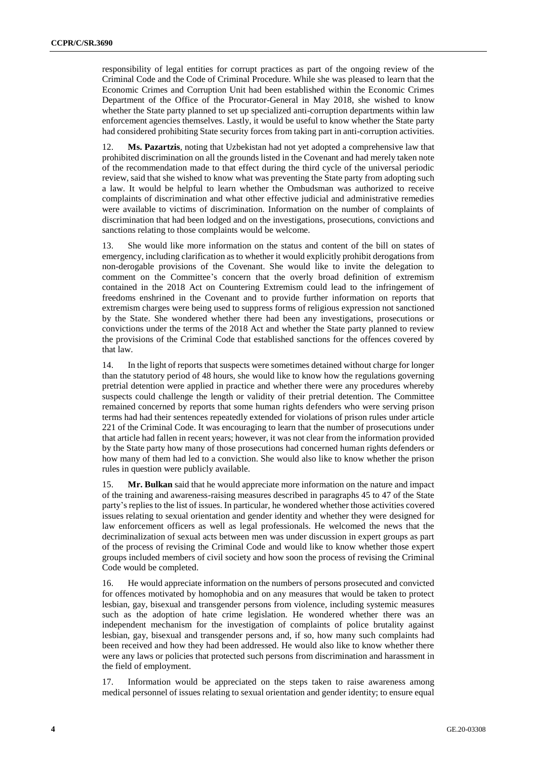responsibility of legal entities for corrupt practices as part of the ongoing review of the Criminal Code and the Code of Criminal Procedure. While she was pleased to learn that the Economic Crimes and Corruption Unit had been established within the Economic Crimes Department of the Office of the Procurator-General in May 2018, she wished to know whether the State party planned to set up specialized anti-corruption departments within law enforcement agencies themselves. Lastly, it would be useful to know whether the State party had considered prohibiting State security forces from taking part in anti-corruption activities.

12. **Ms. Pazartzis**, noting that Uzbekistan had not yet adopted a comprehensive law that prohibited discrimination on all the grounds listed in the Covenant and had merely taken note of the recommendation made to that effect during the third cycle of the universal periodic review, said that she wished to know what was preventing the State party from adopting such a law. It would be helpful to learn whether the Ombudsman was authorized to receive complaints of discrimination and what other effective judicial and administrative remedies were available to victims of discrimination. Information on the number of complaints of discrimination that had been lodged and on the investigations, prosecutions, convictions and sanctions relating to those complaints would be welcome.

13. She would like more information on the status and content of the bill on states of emergency, including clarification as to whether it would explicitly prohibit derogations from non-derogable provisions of the Covenant. She would like to invite the delegation to comment on the Committee's concern that the overly broad definition of extremism contained in the 2018 Act on Countering Extremism could lead to the infringement of freedoms enshrined in the Covenant and to provide further information on reports that extremism charges were being used to suppress forms of religious expression not sanctioned by the State. She wondered whether there had been any investigations, prosecutions or convictions under the terms of the 2018 Act and whether the State party planned to review the provisions of the Criminal Code that established sanctions for the offences covered by that law.

14. In the light of reports that suspects were sometimes detained without charge for longer than the statutory period of 48 hours, she would like to know how the regulations governing pretrial detention were applied in practice and whether there were any procedures whereby suspects could challenge the length or validity of their pretrial detention. The Committee remained concerned by reports that some human rights defenders who were serving prison terms had had their sentences repeatedly extended for violations of prison rules under article 221 of the Criminal Code. It was encouraging to learn that the number of prosecutions under that article had fallen in recent years; however, it was not clear from the information provided by the State party how many of those prosecutions had concerned human rights defenders or how many of them had led to a conviction. She would also like to know whether the prison rules in question were publicly available.

15. **Mr. Bulkan** said that he would appreciate more information on the nature and impact of the training and awareness-raising measures described in paragraphs 45 to 47 of the State party's replies to the list of issues. In particular, he wondered whether those activities covered issues relating to sexual orientation and gender identity and whether they were designed for law enforcement officers as well as legal professionals. He welcomed the news that the decriminalization of sexual acts between men was under discussion in expert groups as part of the process of revising the Criminal Code and would like to know whether those expert groups included members of civil society and how soon the process of revising the Criminal Code would be completed.

16. He would appreciate information on the numbers of persons prosecuted and convicted for offences motivated by homophobia and on any measures that would be taken to protect lesbian, gay, bisexual and transgender persons from violence, including systemic measures such as the adoption of hate crime legislation. He wondered whether there was an independent mechanism for the investigation of complaints of police brutality against lesbian, gay, bisexual and transgender persons and, if so, how many such complaints had been received and how they had been addressed. He would also like to know whether there were any laws or policies that protected such persons from discrimination and harassment in the field of employment.

17. Information would be appreciated on the steps taken to raise awareness among medical personnel of issues relating to sexual orientation and gender identity; to ensure equal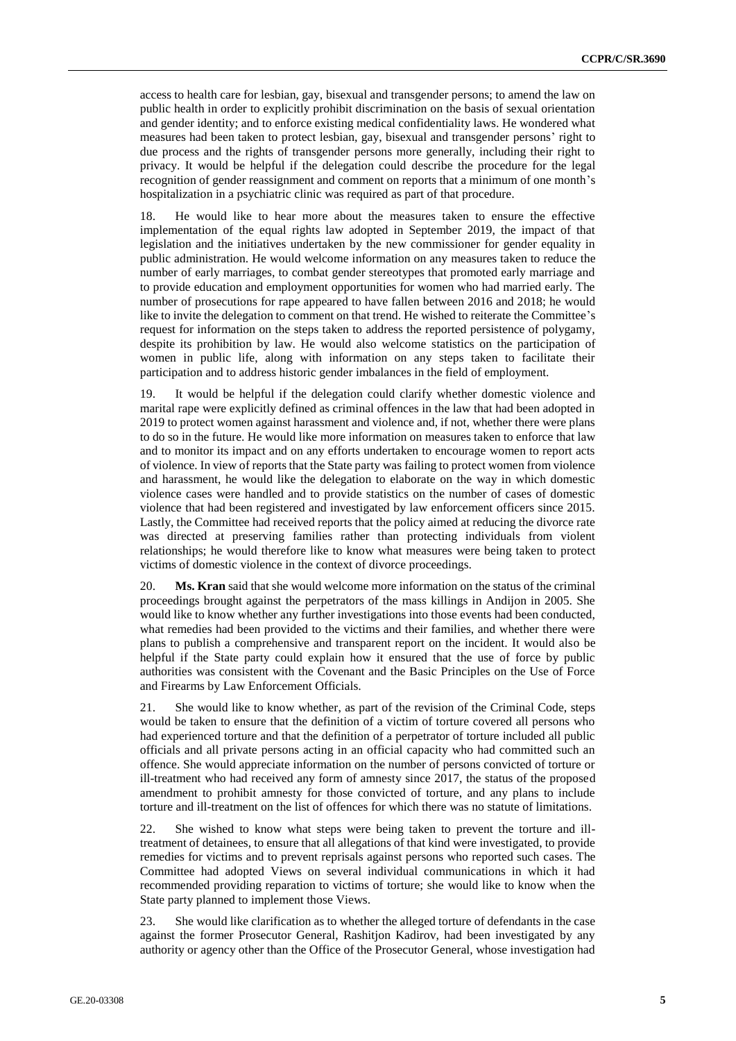access to health care for lesbian, gay, bisexual and transgender persons; to amend the law on public health in order to explicitly prohibit discrimination on the basis of sexual orientation and gender identity; and to enforce existing medical confidentiality laws. He wondered what measures had been taken to protect lesbian, gay, bisexual and transgender persons' right to due process and the rights of transgender persons more generally, including their right to privacy. It would be helpful if the delegation could describe the procedure for the legal recognition of gender reassignment and comment on reports that a minimum of one month's hospitalization in a psychiatric clinic was required as part of that procedure.

18. He would like to hear more about the measures taken to ensure the effective implementation of the equal rights law adopted in September 2019, the impact of that legislation and the initiatives undertaken by the new commissioner for gender equality in public administration. He would welcome information on any measures taken to reduce the number of early marriages, to combat gender stereotypes that promoted early marriage and to provide education and employment opportunities for women who had married early. The number of prosecutions for rape appeared to have fallen between 2016 and 2018; he would like to invite the delegation to comment on that trend. He wished to reiterate the Committee's request for information on the steps taken to address the reported persistence of polygamy, despite its prohibition by law. He would also welcome statistics on the participation of women in public life, along with information on any steps taken to facilitate their participation and to address historic gender imbalances in the field of employment.

19. It would be helpful if the delegation could clarify whether domestic violence and marital rape were explicitly defined as criminal offences in the law that had been adopted in 2019 to protect women against harassment and violence and, if not, whether there were plans to do so in the future. He would like more information on measures taken to enforce that law and to monitor its impact and on any efforts undertaken to encourage women to report acts of violence. In view of reports that the State party was failing to protect women from violence and harassment, he would like the delegation to elaborate on the way in which domestic violence cases were handled and to provide statistics on the number of cases of domestic violence that had been registered and investigated by law enforcement officers since 2015. Lastly, the Committee had received reports that the policy aimed at reducing the divorce rate was directed at preserving families rather than protecting individuals from violent relationships; he would therefore like to know what measures were being taken to protect victims of domestic violence in the context of divorce proceedings.

20. **Ms. Kran** said that she would welcome more information on the status of the criminal proceedings brought against the perpetrators of the mass killings in Andijon in 2005. She would like to know whether any further investigations into those events had been conducted, what remedies had been provided to the victims and their families, and whether there were plans to publish a comprehensive and transparent report on the incident. It would also be helpful if the State party could explain how it ensured that the use of force by public authorities was consistent with the Covenant and the Basic Principles on the Use of Force and Firearms by Law Enforcement Officials.

21. She would like to know whether, as part of the revision of the Criminal Code, steps would be taken to ensure that the definition of a victim of torture covered all persons who had experienced torture and that the definition of a perpetrator of torture included all public officials and all private persons acting in an official capacity who had committed such an offence. She would appreciate information on the number of persons convicted of torture or ill-treatment who had received any form of amnesty since 2017, the status of the proposed amendment to prohibit amnesty for those convicted of torture, and any plans to include torture and ill-treatment on the list of offences for which there was no statute of limitations.

22. She wished to know what steps were being taken to prevent the torture and ill-treatment of detainees, to ensure that all allegations of that kind were investigated, to provide remedies for victims and to prevent reprisals against persons who reported such cases. The Committee had adopted Views on several individual communications in which it had recommended providing reparation to victims of torture; she would like to know when the State party planned to implement those Views.

23. She would like clarification as to whether the alleged torture of defendants in the case against the former Prosecutor General, Rashitjon Kadirov, had been investigated by any authority or agency other than the Office of the Prosecutor General, whose investigation had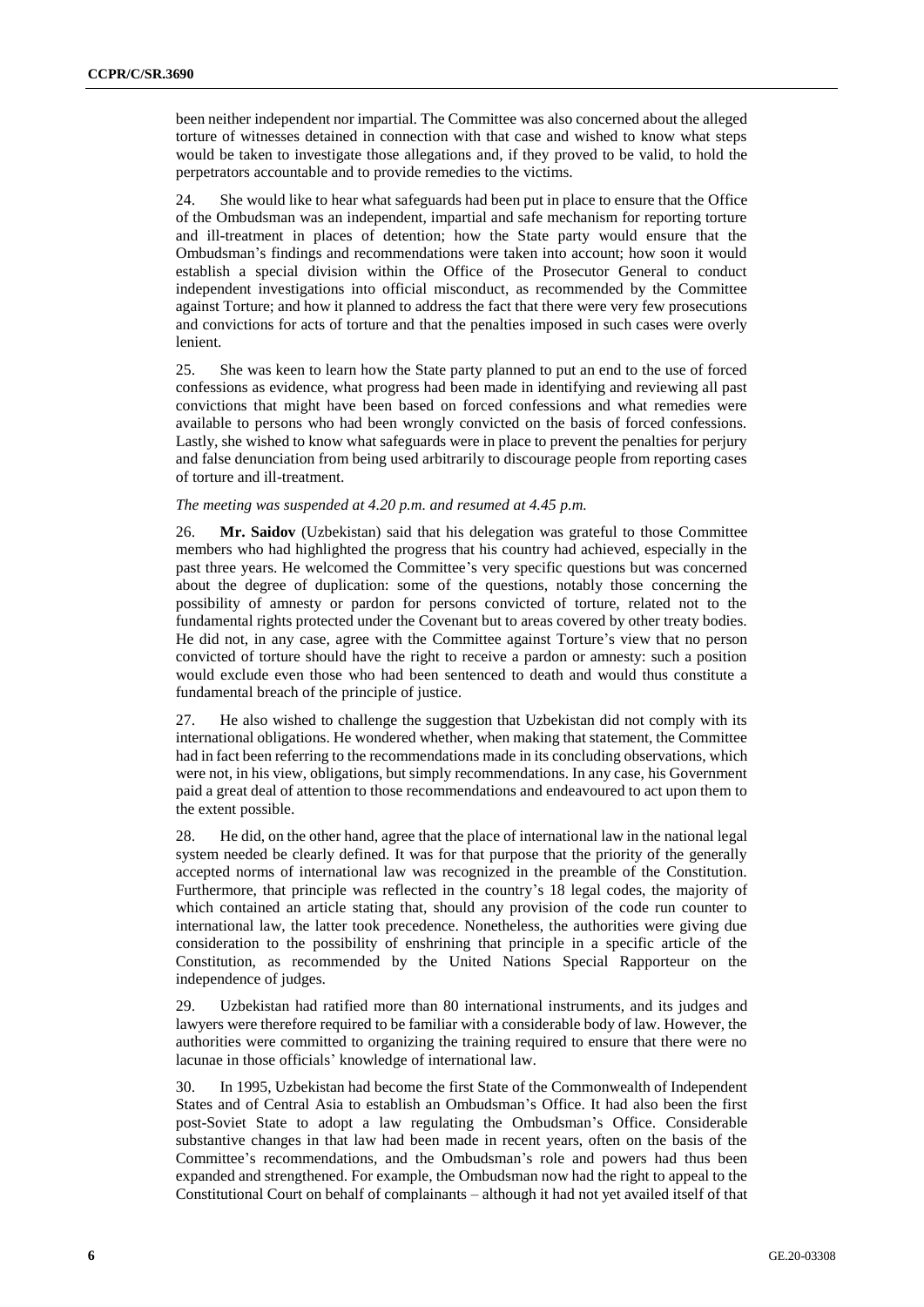been neither independent nor impartial. The Committee was also concerned about the alleged torture of witnesses detained in connection with that case and wished to know what steps would be taken to investigate those allegations and, if they proved to be valid, to hold the perpetrators accountable and to provide remedies to the victims.

24. She would like to hear what safeguards had been put in place to ensure that the Office of the Ombudsman was an independent, impartial and safe mechanism for reporting torture and ill-treatment in places of detention; how the State party would ensure that the Ombudsman's findings and recommendations were taken into account; how soon it would establish a special division within the Office of the Prosecutor General to conduct independent investigations into official misconduct, as recommended by the Committee against Torture; and how it planned to address the fact that there were very few prosecutions and convictions for acts of torture and that the penalties imposed in such cases were overly lenient.

25. She was keen to learn how the State party planned to put an end to the use of forced confessions as evidence, what progress had been made in identifying and reviewing all past convictions that might have been based on forced confessions and what remedies were available to persons who had been wrongly convicted on the basis of forced confessions. Lastly, she wished to know what safeguards were in place to prevent the penalties for perjury and false denunciation from being used arbitrarily to discourage people from reporting cases of torture and ill-treatment.

*The meeting was suspended at 4.20 p.m. and resumed at 4.45 p.m.*

26. **Mr. Saidov** (Uzbekistan) said that his delegation was grateful to those Committee members who had highlighted the progress that his country had achieved, especially in the past three years. He welcomed the Committee's very specific questions but was concerned about the degree of duplication: some of the questions, notably those concerning the possibility of amnesty or pardon for persons convicted of torture, related not to the fundamental rights protected under the Covenant but to areas covered by other treaty bodies. He did not, in any case, agree with the Committee against Torture's view that no person convicted of torture should have the right to receive a pardon or amnesty: such a position would exclude even those who had been sentenced to death and would thus constitute a fundamental breach of the principle of justice.

27. He also wished to challenge the suggestion that Uzbekistan did not comply with its international obligations. He wondered whether, when making that statement, the Committee had in fact been referring to the recommendations made in its concluding observations, which were not, in his view, obligations, but simply recommendations. In any case, his Government paid a great deal of attention to those recommendations and endeavoured to act upon them to the extent possible.

28. He did, on the other hand, agree that the place of international law in the national legal system needed be clearly defined. It was for that purpose that the priority of the generally accepted norms of international law was recognized in the preamble of the Constitution. Furthermore, that principle was reflected in the country's 18 legal codes, the majority of which contained an article stating that, should any provision of the code run counter to international law, the latter took precedence. Nonetheless, the authorities were giving due consideration to the possibility of enshrining that principle in a specific article of the Constitution, as recommended by the United Nations Special Rapporteur on the independence of judges.

29. Uzbekistan had ratified more than 80 international instruments, and its judges and lawyers were therefore required to be familiar with a considerable body of law. However, the authorities were committed to organizing the training required to ensure that there were no lacunae in those officials' knowledge of international law.

30. In 1995, Uzbekistan had become the first State of the Commonwealth of Independent States and of Central Asia to establish an Ombudsman's Office. It had also been the first post-Soviet State to adopt a law regulating the Ombudsman's Office. Considerable substantive changes in that law had been made in recent years, often on the basis of the Committee's recommendations, and the Ombudsman's role and powers had thus been expanded and strengthened. For example, the Ombudsman now had the right to appeal to the Constitutional Court on behalf of complainants – although it had not yet availed itself of that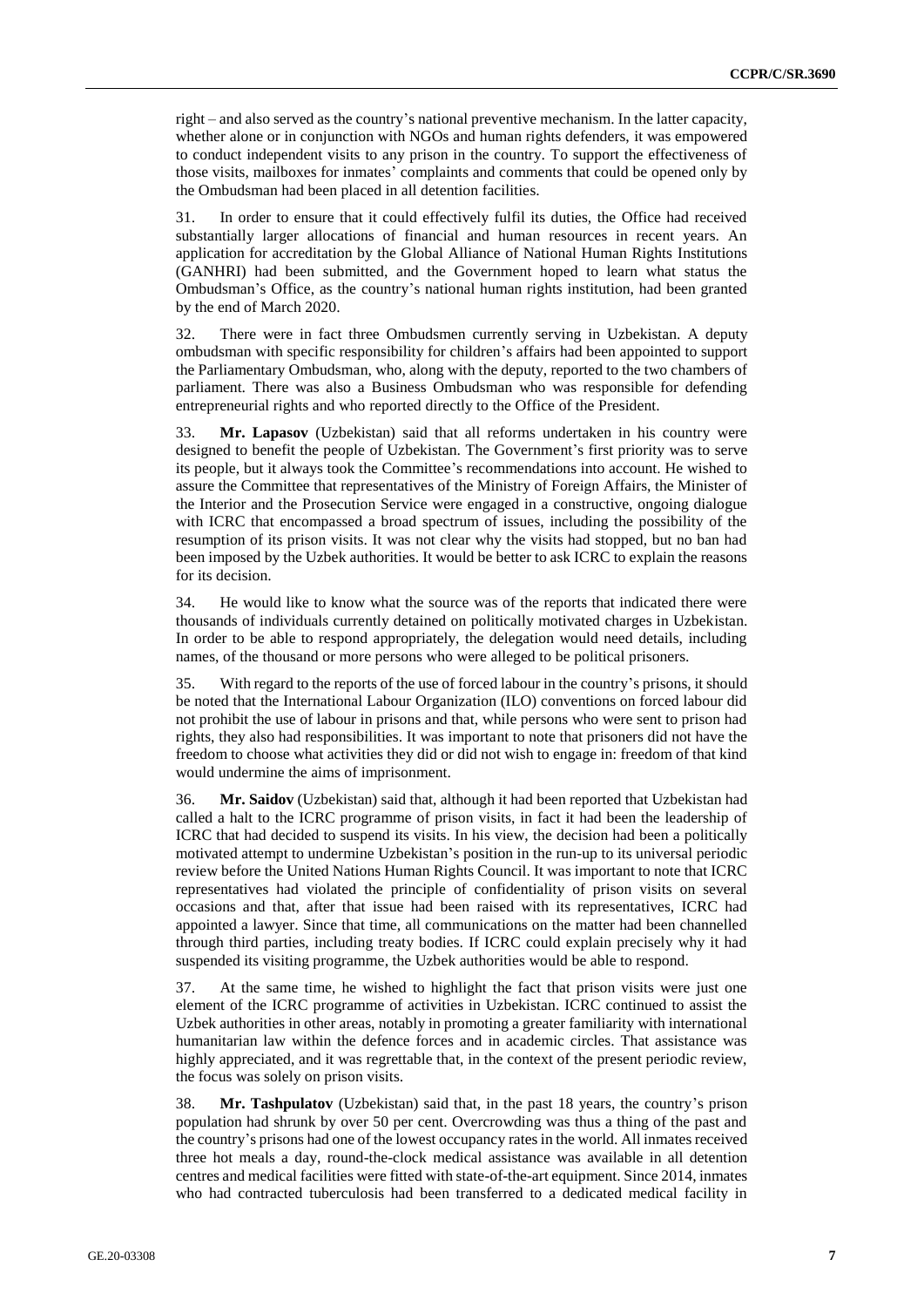right – and also served as the country's national preventive mechanism. In the latter capacity, whether alone or in conjunction with NGOs and human rights defenders, it was empowered to conduct independent visits to any prison in the country. To support the effectiveness of those visits, mailboxes for inmates' complaints and comments that could be opened only by the Ombudsman had been placed in all detention facilities.

31. In order to ensure that it could effectively fulfil its duties, the Office had received substantially larger allocations of financial and human resources in recent years. An application for accreditation by the Global Alliance of National Human Rights Institutions (GANHRI) had been submitted, and the Government hoped to learn what status the Ombudsman's Office, as the country's national human rights institution, had been granted by the end of March 2020.

32. There were in fact three Ombudsmen currently serving in Uzbekistan. A deputy ombudsman with specific responsibility for children's affairs had been appointed to support the Parliamentary Ombudsman, who, along with the deputy, reported to the two chambers of parliament. There was also a Business Ombudsman who was responsible for defending entrepreneurial rights and who reported directly to the Office of the President.

33. **Mr. Lapasov** (Uzbekistan) said that all reforms undertaken in his country were designed to benefit the people of Uzbekistan. The Government's first priority was to serve its people, but it always took the Committee's recommendations into account. He wished to assure the Committee that representatives of the Ministry of Foreign Affairs, the Minister of the Interior and the Prosecution Service were engaged in a constructive, ongoing dialogue with ICRC that encompassed a broad spectrum of issues, including the possibility of the resumption of its prison visits. It was not clear why the visits had stopped, but no ban had been imposed by the Uzbek authorities. It would be better to ask ICRC to explain the reasons for its decision.

34. He would like to know what the source was of the reports that indicated there were thousands of individuals currently detained on politically motivated charges in Uzbekistan. In order to be able to respond appropriately, the delegation would need details, including names, of the thousand or more persons who were alleged to be political prisoners.

35. With regard to the reports of the use of forced labour in the country's prisons, it should be noted that the International Labour Organization (ILO) conventions on forced labour did not prohibit the use of labour in prisons and that, while persons who were sent to prison had rights, they also had responsibilities. It was important to note that prisoners did not have the freedom to choose what activities they did or did not wish to engage in: freedom of that kind would undermine the aims of imprisonment.

36. **Mr. Saidov** (Uzbekistan) said that, although it had been reported that Uzbekistan had called a halt to the ICRC programme of prison visits, in fact it had been the leadership of ICRC that had decided to suspend its visits. In his view, the decision had been a politically motivated attempt to undermine Uzbekistan's position in the run-up to its universal periodic review before the United Nations Human Rights Council. It was important to note that ICRC representatives had violated the principle of confidentiality of prison visits on several occasions and that, after that issue had been raised with its representatives, ICRC had appointed a lawyer. Since that time, all communications on the matter had been channelled through third parties, including treaty bodies. If ICRC could explain precisely why it had suspended its visiting programme, the Uzbek authorities would be able to respond.

37. At the same time, he wished to highlight the fact that prison visits were just one element of the ICRC programme of activities in Uzbekistan. ICRC continued to assist the Uzbek authorities in other areas, notably in promoting a greater familiarity with international humanitarian law within the defence forces and in academic circles. That assistance was highly appreciated, and it was regrettable that, in the context of the present periodic review, the focus was solely on prison visits.

38. **Mr. Tashpulatov** (Uzbekistan) said that, in the past 18 years, the country's prison population had shrunk by over 50 per cent. Overcrowding was thus a thing of the past and the country's prisons had one of the lowest occupancy rates in the world. All inmates received three hot meals a day, round-the-clock medical assistance was available in all detention centres and medical facilities were fitted with state-of-the-art equipment. Since 2014, inmates who had contracted tuberculosis had been transferred to a dedicated medical facility in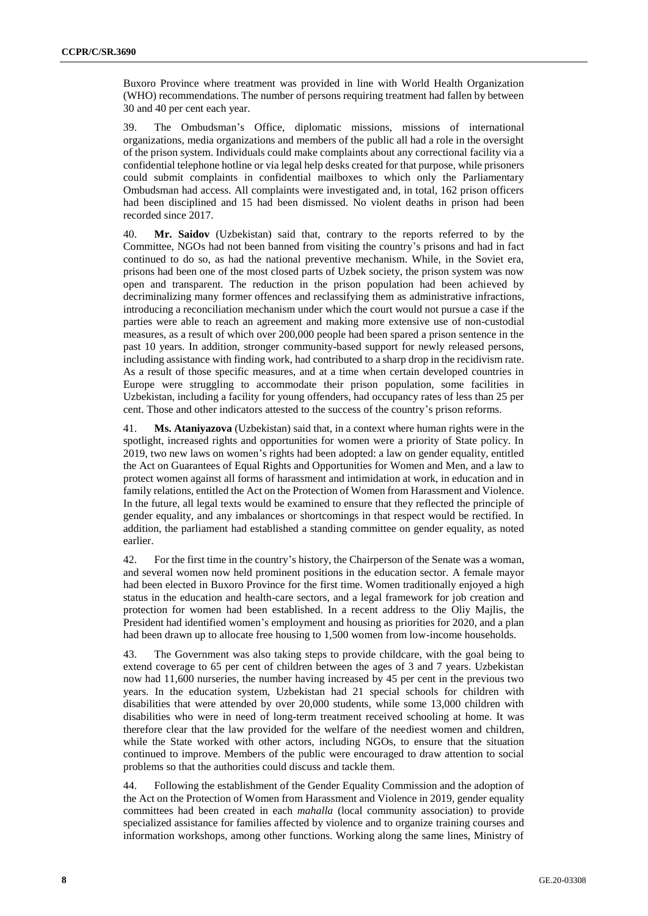Buxoro Province where treatment was provided in line with World Health Organization (WHO) recommendations. The number of persons requiring treatment had fallen by between 30 and 40 per cent each year.

39. The Ombudsman's Office, diplomatic missions, missions of international organizations, media organizations and members of the public all had a role in the oversight of the prison system. Individuals could make complaints about any correctional facility via a confidential telephone hotline or via legal help desks created for that purpose, while prisoners could submit complaints in confidential mailboxes to which only the Parliamentary Ombudsman had access. All complaints were investigated and, in total, 162 prison officers had been disciplined and 15 had been dismissed. No violent deaths in prison had been recorded since 2017.

40. **Mr. Saidov** (Uzbekistan) said that, contrary to the reports referred to by the Committee, NGOs had not been banned from visiting the country's prisons and had in fact continued to do so, as had the national preventive mechanism. While, in the Soviet era, prisons had been one of the most closed parts of Uzbek society, the prison system was now open and transparent. The reduction in the prison population had been achieved by decriminalizing many former offences and reclassifying them as administrative infractions, introducing a reconciliation mechanism under which the court would not pursue a case if the parties were able to reach an agreement and making more extensive use of non-custodial measures, as a result of which over 200,000 people had been spared a prison sentence in the past 10 years. In addition, stronger community-based support for newly released persons, including assistance with finding work, had contributed to a sharp drop in the recidivism rate. As a result of those specific measures, and at a time when certain developed countries in Europe were struggling to accommodate their prison population, some facilities in Uzbekistan, including a facility for young offenders, had occupancy rates of less than 25 per cent. Those and other indicators attested to the success of the country's prison reforms.

41. **Ms. Ataniyazova** (Uzbekistan) said that, in a context where human rights were in the spotlight, increased rights and opportunities for women were a priority of State policy. In 2019, two new laws on women's rights had been adopted: a law on gender equality, entitled the Act on Guarantees of Equal Rights and Opportunities for Women and Men, and a law to protect women against all forms of harassment and intimidation at work, in education and in family relations, entitled the Act on the Protection of Women from Harassment and Violence. In the future, all legal texts would be examined to ensure that they reflected the principle of gender equality, and any imbalances or shortcomings in that respect would be rectified. In addition, the parliament had established a standing committee on gender equality, as noted earlier.

42. For the first time in the country's history, the Chairperson of the Senate was a woman, and several women now held prominent positions in the education sector. A female mayor had been elected in Buxoro Province for the first time. Women traditionally enjoyed a high status in the education and health-care sectors, and a legal framework for job creation and protection for women had been established. In a recent address to the Oliy Majlis, the President had identified women's employment and housing as priorities for 2020, and a plan had been drawn up to allocate free housing to 1,500 women from low-income households.

43. The Government was also taking steps to provide childcare, with the goal being to extend coverage to 65 per cent of children between the ages of 3 and 7 years. Uzbekistan now had 11,600 nurseries, the number having increased by 45 per cent in the previous two years. In the education system, Uzbekistan had 21 special schools for children with disabilities that were attended by over 20,000 students, while some 13,000 children with disabilities who were in need of long-term treatment received schooling at home. It was therefore clear that the law provided for the welfare of the neediest women and children, while the State worked with other actors, including NGOs, to ensure that the situation continued to improve. Members of the public were encouraged to draw attention to social problems so that the authorities could discuss and tackle them.

44. Following the establishment of the Gender Equality Commission and the adoption of the Act on the Protection of Women from Harassment and Violence in 2019, gender equality committees had been created in each *mahalla* (local community association) to provide specialized assistance for families affected by violence and to organize training courses and information workshops, among other functions. Working along the same lines, Ministry of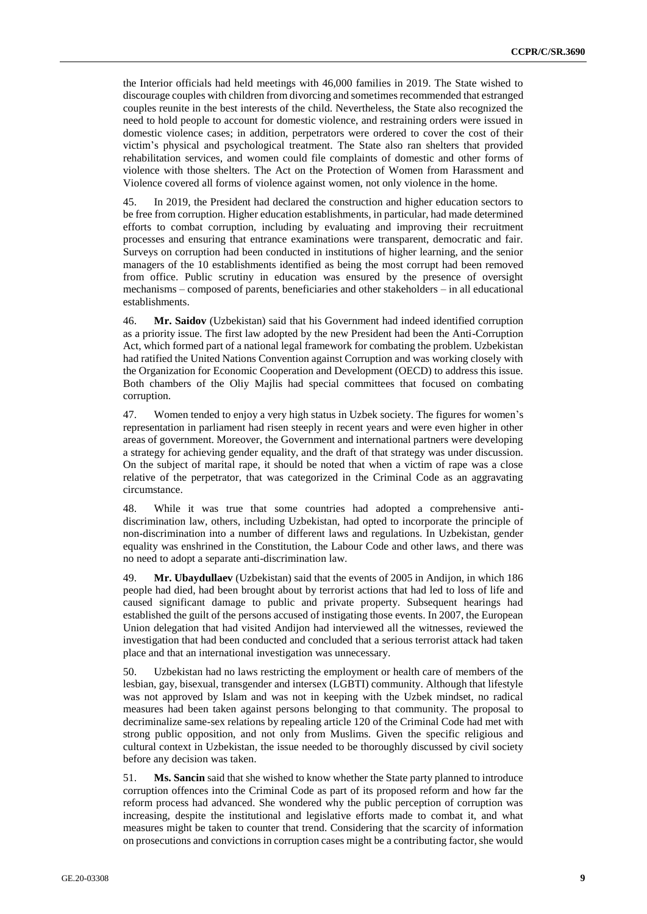the Interior officials had held meetings with 46,000 families in 2019. The State wished to discourage couples with children from divorcing and sometimes recommended that estranged couples reunite in the best interests of the child. Nevertheless, the State also recognized the need to hold people to account for domestic violence, and restraining orders were issued in domestic violence cases; in addition, perpetrators were ordered to cover the cost of their victim's physical and psychological treatment. The State also ran shelters that provided rehabilitation services, and women could file complaints of domestic and other forms of violence with those shelters. The Act on the Protection of Women from Harassment and Violence covered all forms of violence against women, not only violence in the home.

45. In 2019, the President had declared the construction and higher education sectors to be free from corruption. Higher education establishments, in particular, had made determined efforts to combat corruption, including by evaluating and improving their recruitment processes and ensuring that entrance examinations were transparent, democratic and fair. Surveys on corruption had been conducted in institutions of higher learning, and the senior managers of the 10 establishments identified as being the most corrupt had been removed from office. Public scrutiny in education was ensured by the presence of oversight mechanisms – composed of parents, beneficiaries and other stakeholders – in all educational establishments.

46. **Mr. Saidov** (Uzbekistan) said that his Government had indeed identified corruption as a priority issue. The first law adopted by the new President had been the Anti-Corruption Act, which formed part of a national legal framework for combating the problem. Uzbekistan had ratified the United Nations Convention against Corruption and was working closely with the Organization for Economic Cooperation and Development (OECD) to address this issue. Both chambers of the Oliy Majlis had special committees that focused on combating corruption.

47. Women tended to enjoy a very high status in Uzbek society. The figures for women's representation in parliament had risen steeply in recent years and were even higher in other areas of government. Moreover, the Government and international partners were developing a strategy for achieving gender equality, and the draft of that strategy was under discussion. On the subject of marital rape, it should be noted that when a victim of rape was a close relative of the perpetrator, that was categorized in the Criminal Code as an aggravating circumstance.

48. While it was true that some countries had adopted a comprehensive anti-discrimination law, others, including Uzbekistan, had opted to incorporate the principle of non-discrimination into a number of different laws and regulations. In Uzbekistan, gender equality was enshrined in the Constitution, the Labour Code and other laws, and there was no need to adopt a separate anti-discrimination law.

49. **Mr. Ubaydullaev** (Uzbekistan) said that the events of 2005 in Andijon, in which 186 people had died, had been brought about by terrorist actions that had led to loss of life and caused significant damage to public and private property. Subsequent hearings had established the guilt of the persons accused of instigating those events. In 2007, the European Union delegation that had visited Andijon had interviewed all the witnesses, reviewed the investigation that had been conducted and concluded that a serious terrorist attack had taken place and that an international investigation was unnecessary.

50. Uzbekistan had no laws restricting the employment or health care of members of the lesbian, gay, bisexual, transgender and intersex (LGBTI) community. Although that lifestyle was not approved by Islam and was not in keeping with the Uzbek mindset, no radical measures had been taken against persons belonging to that community. The proposal to decriminalize same-sex relations by repealing article 120 of the Criminal Code had met with strong public opposition, and not only from Muslims. Given the specific religious and cultural context in Uzbekistan, the issue needed to be thoroughly discussed by civil society before any decision was taken.

51. **Ms. Sancin** said that she wished to know whether the State party planned to introduce corruption offences into the Criminal Code as part of its proposed reform and how far the reform process had advanced. She wondered why the public perception of corruption was increasing, despite the institutional and legislative efforts made to combat it, and what measures might be taken to counter that trend. Considering that the scarcity of information on prosecutions and convictions in corruption cases might be a contributing factor, she would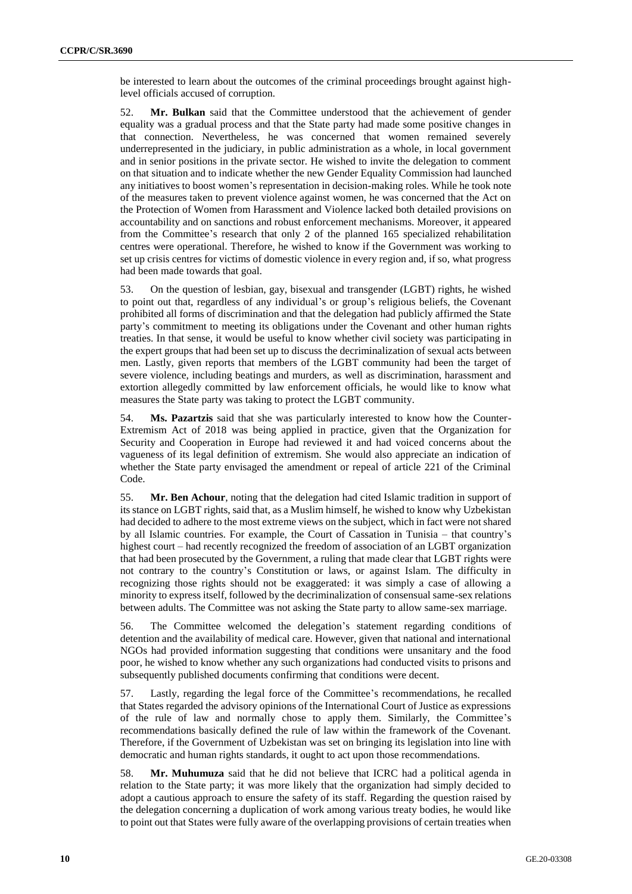be interested to learn about the outcomes of the criminal proceedings brought against high-level officials accused of corruption.

52. **Mr. Bulkan** said that the Committee understood that the achievement of gender equality was a gradual process and that the State party had made some positive changes in that connection. Nevertheless, he was concerned that women remained severely underrepresented in the judiciary, in public administration as a whole, in local government and in senior positions in the private sector. He wished to invite the delegation to comment on that situation and to indicate whether the new Gender Equality Commission had launched any initiatives to boost women's representation in decision-making roles. While he took note of the measures taken to prevent violence against women, he was concerned that the Act on the Protection of Women from Harassment and Violence lacked both detailed provisions on accountability and on sanctions and robust enforcement mechanisms. Moreover, it appeared from the Committee's research that only 2 of the planned 165 specialized rehabilitation centres were operational. Therefore, he wished to know if the Government was working to set up crisis centres for victims of domestic violence in every region and, if so, what progress had been made towards that goal.

53. On the question of lesbian, gay, bisexual and transgender (LGBT) rights, he wished to point out that, regardless of any individual's or group's religious beliefs, the Covenant prohibited all forms of discrimination and that the delegation had publicly affirmed the State party's commitment to meeting its obligations under the Covenant and other human rights treaties. In that sense, it would be useful to know whether civil society was participating in the expert groups that had been set up to discuss the decriminalization of sexual acts between men. Lastly, given reports that members of the LGBT community had been the target of severe violence, including beatings and murders, as well as discrimination, harassment and extortion allegedly committed by law enforcement officials, he would like to know what measures the State party was taking to protect the LGBT community.

54. **Ms. Pazartzis** said that she was particularly interested to know how the Counter-Extremism Act of 2018 was being applied in practice, given that the Organization for Security and Cooperation in Europe had reviewed it and had voiced concerns about the vagueness of its legal definition of extremism. She would also appreciate an indication of whether the State party envisaged the amendment or repeal of article 221 of the Criminal Code.

55. **Mr. Ben Achour**, noting that the delegation had cited Islamic tradition in support of its stance on LGBT rights, said that, as a Muslim himself, he wished to know why Uzbekistan had decided to adhere to the most extreme views on the subject, which in fact were not shared by all Islamic countries. For example, the Court of Cassation in Tunisia – that country's highest court – had recently recognized the freedom of association of an LGBT organization that had been prosecuted by the Government, a ruling that made clear that LGBT rights were not contrary to the country's Constitution or laws, or against Islam. The difficulty in recognizing those rights should not be exaggerated: it was simply a case of allowing a minority to express itself, followed by the decriminalization of consensual same-sex relations between adults. The Committee was not asking the State party to allow same-sex marriage.

56. The Committee welcomed the delegation's statement regarding conditions of detention and the availability of medical care. However, given that national and international NGOs had provided information suggesting that conditions were unsanitary and the food poor, he wished to know whether any such organizations had conducted visits to prisons and subsequently published documents confirming that conditions were decent.

57. Lastly, regarding the legal force of the Committee's recommendations, he recalled that States regarded the advisory opinions of the International Court of Justice as expressions of the rule of law and normally chose to apply them. Similarly, the Committee's recommendations basically defined the rule of law within the framework of the Covenant. Therefore, if the Government of Uzbekistan was set on bringing its legislation into line with democratic and human rights standards, it ought to act upon those recommendations.

58. **Mr. Muhumuza** said that he did not believe that ICRC had a political agenda in relation to the State party; it was more likely that the organization had simply decided to adopt a cautious approach to ensure the safety of its staff. Regarding the question raised by the delegation concerning a duplication of work among various treaty bodies, he would like to point out that States were fully aware of the overlapping provisions of certain treaties when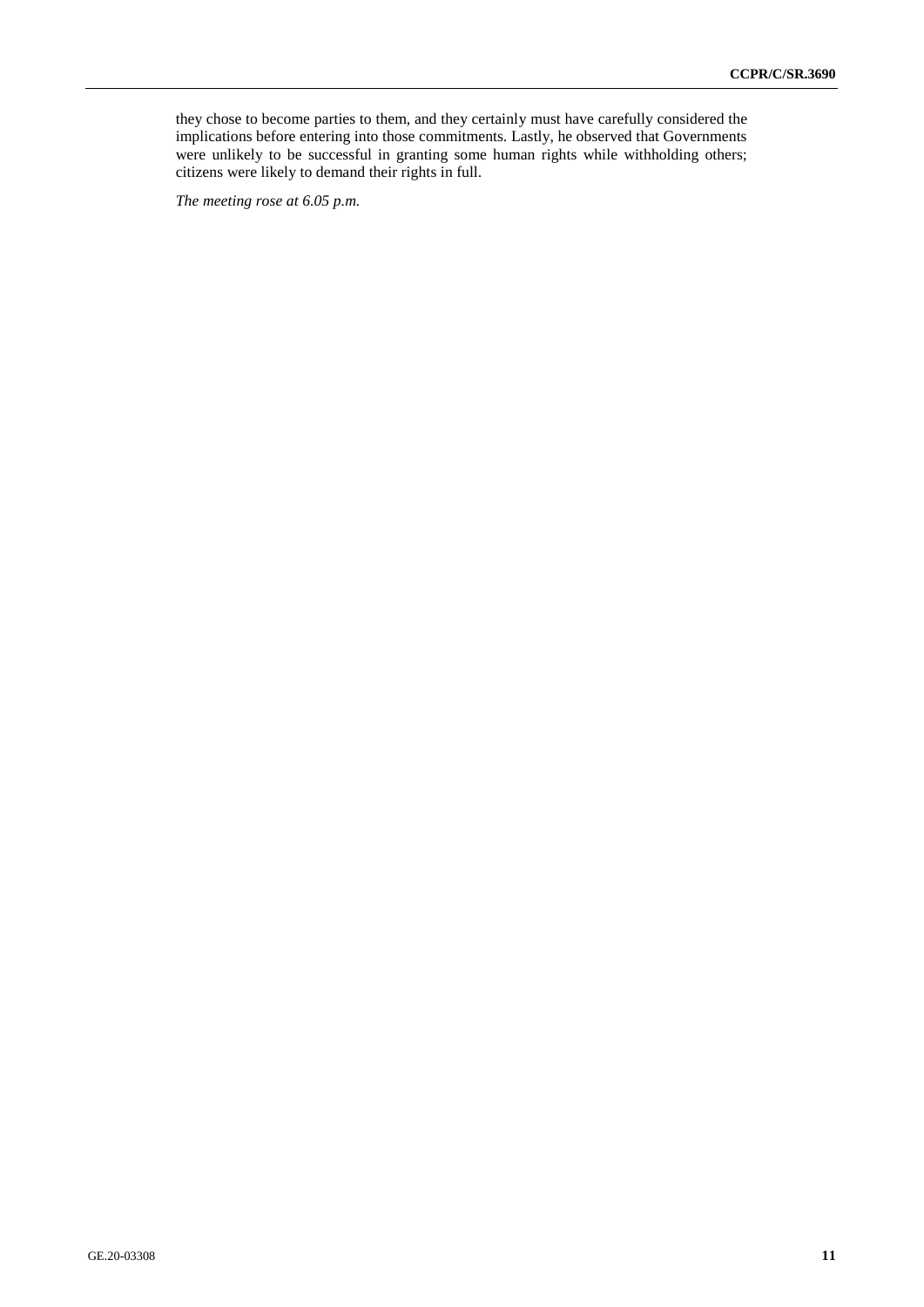they chose to become parties to them, and they certainly must have carefully considered the implications before entering into those commitments. Lastly, he observed that Governments were unlikely to be successful in granting some human rights while withholding others; citizens were likely to demand their rights in full.

*The meeting rose at 6.05 p.m.*